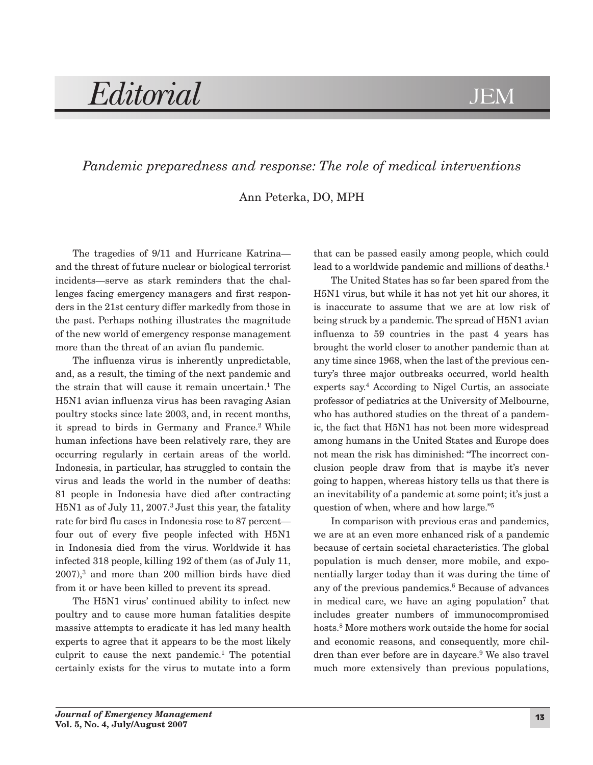# Editorial

## *Pandemic preparedness and response: The role of medical interventions*

Ann Peterka, DO, MPH

The tragedies of 9/11 and Hurricane Katrina—and the threat of future nuclear or biological terrorist incidents—serve as stark reminders that the challenges facing emergency managers and first responders in the 21st century differ markedly from those in the past. Perhaps nothing illustrates the magnitude of the new world of emergency response management more than the threat of an avian flu pandemic.

The influenza virus is inherently unpredictable, and, as a result, the timing of the next pandemic and the strain that will cause it remain uncertain.[1] The H5N1 avian influenza virus has been ravaging Asian poultry stocks since late 2003, and, in recent months, it spread to birds in Germany and France.[2] While human infections have been relatively rare, they are occurring regularly in certain areas of the world. Indonesia, in particular, has struggled to contain the virus and leads the world in the number of deaths: 81 people in Indonesia have died after contracting H5N1 as of July 11, 2007.[3] Just this year, the fatality rate for bird flu cases in Indonesia rose to 87 percent—four out of every five people infected with H5N1 in Indonesia died from the virus. Worldwide it has infected 318 people, killing 192 of them (as of July 11, 2007),[3] and more than 200 million birds have died from it or have been killed to prevent its spread.

The H5N1 virus' continued ability to infect new poultry and to cause more human fatalities despite massive attempts to eradicate it has led many health experts to agree that it appears to be the most likely culprit to cause the next pandemic.[1] The potential certainly exists for the virus to mutate into a form that can be passed easily among people, which could lead to a worldwide pandemic and millions of deaths.[1]

The United States has so far been spared from the H5N1 virus, but while it has not yet hit our shores, it is inaccurate to assume that we are at low risk of being struck by a pandemic. The spread of H5N1 avian influenza to 59 countries in the past 4 years has brought the world closer to another pandemic than at any time since 1968, when the last of the previous century's three major outbreaks occurred, world health experts say.[4] According to Nigel Curtis, an associate professor of pediatrics at the University of Melbourne, who has authored studies on the threat of a pandemic, the fact that H5N1 has not been more widespread among humans in the United States and Europe does not mean the risk has diminished: "The incorrect conclusion people draw from that is maybe it's never going to happen, whereas history tells us that there is an inevitability of a pandemic at some point; it's just a question of when, where and how large."[5]

In comparison with previous eras and pandemics, we are at an even more enhanced risk of a pandemic because of certain societal characteristics. The global population is much denser, more mobile, and exponentially larger today than it was during the time of any of the previous pandemics.[6] Because of advances in medical care, we have an aging population[7] that includes greater numbers of immunocompromised hosts.[8] More mothers work outside the home for social and economic reasons, and consequently, more children than ever before are in daycare.[9] We also travel much more extensively than previous populations,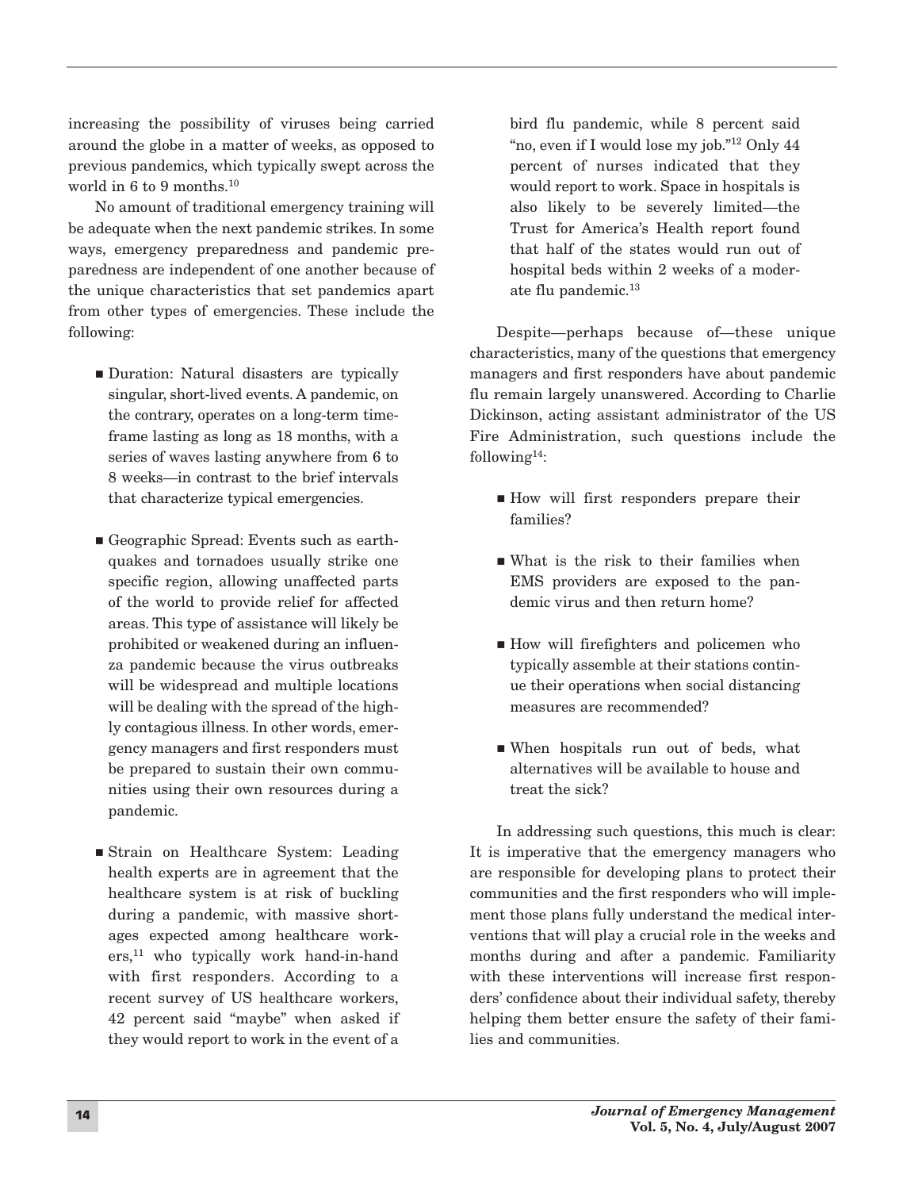increasing the possibility of viruses being carried around the globe in a matter of weeks, as opposed to previous pandemics, which typically swept across the world in 6 to 9 months.[10]

No amount of traditional emergency training will be adequate when the next pandemic strikes. In some ways, emergency preparedness and pandemic preparedness are independent of one another because of the unique characteristics that set pandemics apart from other types of emergencies. These include the following:

- Duration: Natural disasters are typically singular, short-lived events. A pandemic, on the contrary, operates on a long-term timeframe lasting as long as 18 months, with a series of waves lasting anywhere from 6 to 8 weeks—in contrast to the brief intervals that characterize typical emergencies.
- Geographic Spread: Events such as earthquakes and tornadoes usually strike one specific region, allowing unaffected parts of the world to provide relief for affected areas. This type of assistance will likely be prohibited or weakened during an influenza pandemic because the virus outbreaks will be widespread and multiple locations will be dealing with the spread of the highly contagious illness. In other words, emergency managers and first responders must be prepared to sustain their own communities using their own resources during a pandemic.
- Strain on Healthcare System: Leading health experts are in agreement that the healthcare system is at risk of buckling during a pandemic, with massive shortages expected among healthcare workers,[11] who typically work hand-in-hand with first responders. According to a recent survey of US healthcare workers, 42 percent said "maybe" when asked if they would report to work in the event of a bird flu pandemic, while 8 percent said "no, even if I would lose my job."[12] Only 44 percent of nurses indicated that they would report to work. Space in hospitals is also likely to be severely limited—the Trust for America's Health report found that half of the states would run out of hospital beds within 2 weeks of a moderate flu pandemic.[13]

Despite—perhaps because of—these unique characteristics, many of the questions that emergency managers and first responders have about pandemic flu remain largely unanswered. According to Charlie Dickinson, acting assistant administrator of the US Fire Administration, such questions include the following[14]:

- How will first responders prepare their families?
- What is the risk to their families when EMS providers are exposed to the pandemic virus and then return home?
- How will firefighters and policemen who typically assemble at their stations continue their operations when social distancing measures are recommended?
- When hospitals run out of beds, what alternatives will be available to house and treat the sick?

In addressing such questions, this much is clear: It is imperative that the emergency managers who are responsible for developing plans to protect their communities and the first responders who will implement those plans fully understand the medical interventions that will play a crucial role in the weeks and months during and after a pandemic. Familiarity with these interventions will increase first responders' confidence about their individual safety, thereby helping them better ensure the safety of their families and communities.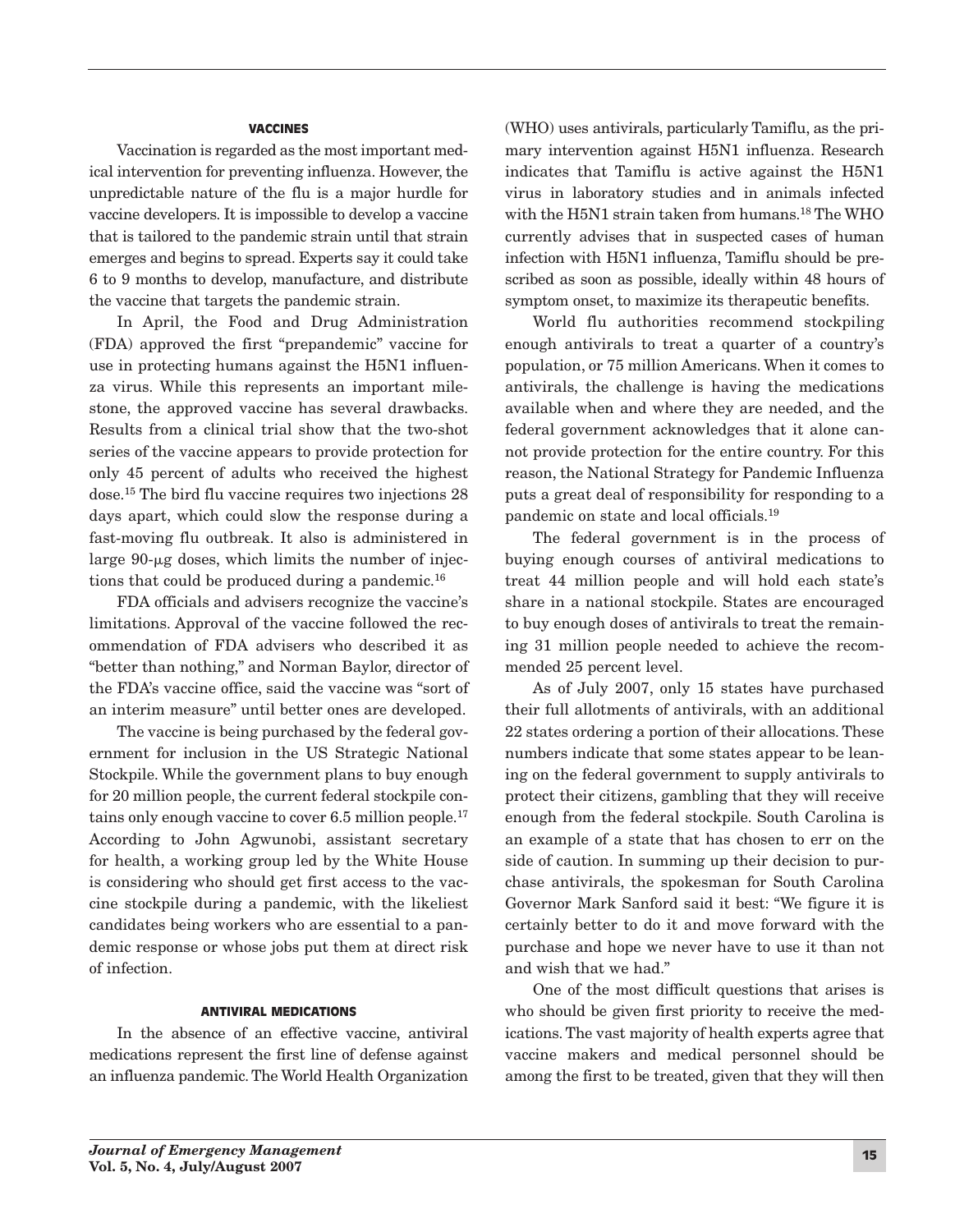### VACCINES

Vaccination is regarded as the most important medical intervention for preventing influenza. However, the unpredictable nature of the flu is a major hurdle for vaccine developers. It is impossible to develop a vaccine that is tailored to the pandemic strain until that strain emerges and begins to spread. Experts say it could take 6 to 9 months to develop, manufacture, and distribute the vaccine that targets the pandemic strain.

In April, the Food and Drug Administration (FDA) approved the first "prepandemic" vaccine for use in protecting humans against the H5N1 influenza virus. While this represents an important milestone, the approved vaccine has several drawbacks. Results from a clinical trial show that the two-shot series of the vaccine appears to provide protection for only 45 percent of adults who received the highest dose.[15] The bird flu vaccine requires two injections 28 days apart, which could slow the response during a fast-moving flu outbreak. It also is administered in large 90-μg doses, which limits the number of injections that could be produced during a pandemic.[16]

FDA officials and advisers recognize the vaccine's limitations. Approval of the vaccine followed the recommendation of FDA advisers who described it as "better than nothing," and Norman Baylor, director of the FDA's vaccine office, said the vaccine was "sort of an interim measure" until better ones are developed.

The vaccine is being purchased by the federal government for inclusion in the US Strategic National Stockpile. While the government plans to buy enough for 20 million people, the current federal stockpile contains only enough vaccine to cover 6.5 million people.[17] According to John Agwunobi, assistant secretary for health, a working group led by the White House is considering who should get first access to the vaccine stockpile during a pandemic, with the likeliest candidates being workers who are essential to a pandemic response or whose jobs put them at direct risk of infection.

### ANTIVIRAL MEDICATIONS

In the absence of an effective vaccine, antiviral medications represent the first line of defense against an influenza pandemic. The World Health Organization (WHO) uses antivirals, particularly Tamiflu, as the primary intervention against H5N1 influenza. Research indicates that Tamiflu is active against the H5N1 virus in laboratory studies and in animals infected with the H5N1 strain taken from humans.[18] The WHO currently advises that in suspected cases of human infection with H5N1 influenza, Tamiflu should be prescribed as soon as possible, ideally within 48 hours of symptom onset, to maximize its therapeutic benefits.

World flu authorities recommend stockpiling enough antivirals to treat a quarter of a country's population, or 75 million Americans. When it comes to antivirals, the challenge is having the medications available when and where they are needed, and the federal government acknowledges that it alone cannot provide protection for the entire country. For this reason, the National Strategy for Pandemic Influenza puts a great deal of responsibility for responding to a pandemic on state and local officials.[19]

The federal government is in the process of buying enough courses of antiviral medications to treat 44 million people and will hold each state's share in a national stockpile. States are encouraged to buy enough doses of antivirals to treat the remaining 31 million people needed to achieve the recommended 25 percent level.

As of July 2007, only 15 states have purchased their full allotments of antivirals, with an additional 22 states ordering a portion of their allocations. These numbers indicate that some states appear to be leaning on the federal government to supply antivirals to protect their citizens, gambling that they will receive enough from the federal stockpile. South Carolina is an example of a state that has chosen to err on the side of caution. In summing up their decision to purchase antivirals, the spokesman for South Carolina Governor Mark Sanford said it best: "We figure it is certainly better to do it and move forward with the purchase and hope we never have to use it than not and wish that we had."

One of the most difficult questions that arises is who should be given first priority to receive the medications. The vast majority of health experts agree that vaccine makers and medical personnel should be among the first to be treated, given that they will then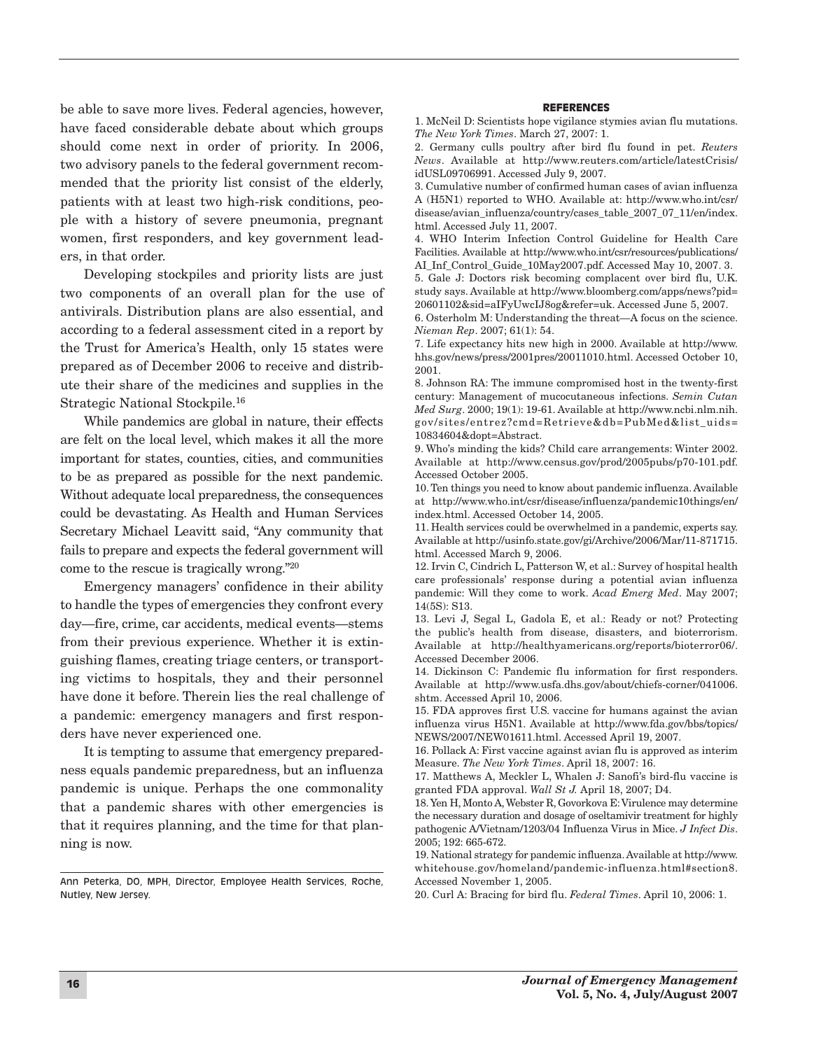be able to save more lives. Federal agencies, however, have faced considerable debate about which groups should come next in order of priority. In 2006, two advisory panels to the federal government recommended that the priority list consist of the elderly, patients with at least two high-risk conditions, people with a history of severe pneumonia, pregnant women, first responders, and key government leaders, in that order.

Developing stockpiles and priority lists are just two components of an overall plan for the use of antivirals. Distribution plans are also essential, and according to a federal assessment cited in a report by the Trust for America's Health, only 15 states were prepared as of December 2006 to receive and distribute their share of the medicines and supplies in the Strategic National Stockpile.[16]

While pandemics are global in nature, their effects are felt on the local level, which makes it all the more important for states, counties, cities, and communities to be as prepared as possible for the next pandemic. Without adequate local preparedness, the consequences could be devastating. As Health and Human Services Secretary Michael Leavitt said, "Any community that fails to prepare and expects the federal government will come to the rescue is tragically wrong."[20]

Emergency managers' confidence in their ability to handle the types of emergencies they confront every day—fire, crime, car accidents, medical events—stems from their previous experience. Whether it is extinguishing flames, creating triage centers, or transporting victims to hospitals, they and their personnel have done it before. Therein lies the real challenge of a pandemic: emergency managers and first responders have never experienced one.

It is tempting to assume that emergency preparedness equals pandemic preparedness, but an influenza pandemic is unique. Perhaps the one commonality that a pandemic shares with other emergencies is that it requires planning, and the time for that planning is now.

---

Ann Peterka, DO, MPH, Director, Employee Health Services, Roche, Nutley, New Jersey.

## REFERENCES

1. McNeil D: Scientists hope vigilance stymies avian flu mutations. *The New York Times*. March 27, 2007: 1.
2. Germany culls poultry after bird flu found in pet. *Reuters News*. Available at http://www.reuters.com/article/latestCrisis/idUSL09706991. Accessed July 9, 2007.
3. Cumulative number of confirmed human cases of avian influenza A (H5N1) reported to WHO. Available at: http://www.who.int/csr/disease/avian_influenza/country/cases_table_2007_07_11/en/index.html. Accessed July 11, 2007.
4. WHO Interim Infection Control Guideline for Health Care Facilities. Available at http://www.who.int/csr/resources/publications/AI_Inf_Control_Guide_10May2007.pdf. Accessed May 10, 2007. 3.
5. Gale J: Doctors risk becoming complacent over bird flu, U.K. study says. Available at http://www.bloomberg.com/apps/news?pid=20601102&sid=aIFyUwcIJ8og&refer=uk. Accessed June 5, 2007.
6. Osterholm M: Understanding the threat—A focus on the science. *Nieman Rep*. 2007; 61(1): 54.
7. Life expectancy hits new high in 2000. Available at http://www.hhs.gov/news/press/2001pres/20011010.html. Accessed October 10, 2001.
8. Johnson RA: The immune compromised host in the twenty-first century: Management of mucocutaneous infections. *Semin Cutan Med Surg*. 2000; 19(1): 19-61. Available at http://www.ncbi.nlm.nih.gov/sites/entrez?cmd=Retrieve&db=PubMed&list_uids=10834604&dopt=Abstract.
9. Who's minding the kids? Child care arrangements: Winter 2002. Available at http://www.census.gov/prod/2005pubs/p70-101.pdf. Accessed October 2005.
10. Ten things you need to know about pandemic influenza. Available at http://www.who.int/csr/disease/influenza/pandemic10things/en/index.html. Accessed October 14, 2005.
11. Health services could be overwhelmed in a pandemic, experts say. Available at http://usinfo.state.gov/gi/Archive/2006/Mar/11-871715.html. Accessed March 9, 2006.
12. Irvin C, Cindrich L, Patterson W, et al.: Survey of hospital health care professionals' response during a potential avian influenza pandemic: Will they come to work. *Acad Emerg Med*. May 2007; 14(5S): S13.
13. Levi J, Segal L, Gadola E, et al.: Ready or not? Protecting the public's health from disease, disasters, and bioterrorism. Available at http://healthyamericans.org/reports/bioterror06/. Accessed December 2006.
14. Dickinson C: Pandemic flu information for first responders. Available at http://www.usfa.dhs.gov/about/chiefs-corner/041006.shtm. Accessed April 10, 2006.
15. FDA approves first U.S. vaccine for humans against the avian influenza virus H5N1. Available at http://www.fda.gov/bbs/topics/NEWS/2007/NEW01611.html. Accessed April 19, 2007.
16. Pollack A: First vaccine against avian flu is approved as interim Measure. *The New York Times*. April 18, 2007: 16.
17. Matthews A, Meckler L, Whalen J: Sanofi's bird-flu vaccine is granted FDA approval. *Wall St J*. April 18, 2007; D4.
18. Yen H, Monto A, Webster R, Govorkova E: Virulence may determine the necessary duration and dosage of oseltamivir treatment for highly pathogenic A/Vietnam/1203/04 Influenza Virus in Mice. *J Infect Dis*. 2005; 192: 665-672.
19. National strategy for pandemic influenza. Available at http://www.whitehouse.gov/homeland/pandemic-influenza.html#section8. Accessed November 1, 2005.
20. Curl A: Bracing for bird flu. *Federal Times*. April 10, 2006: 1.